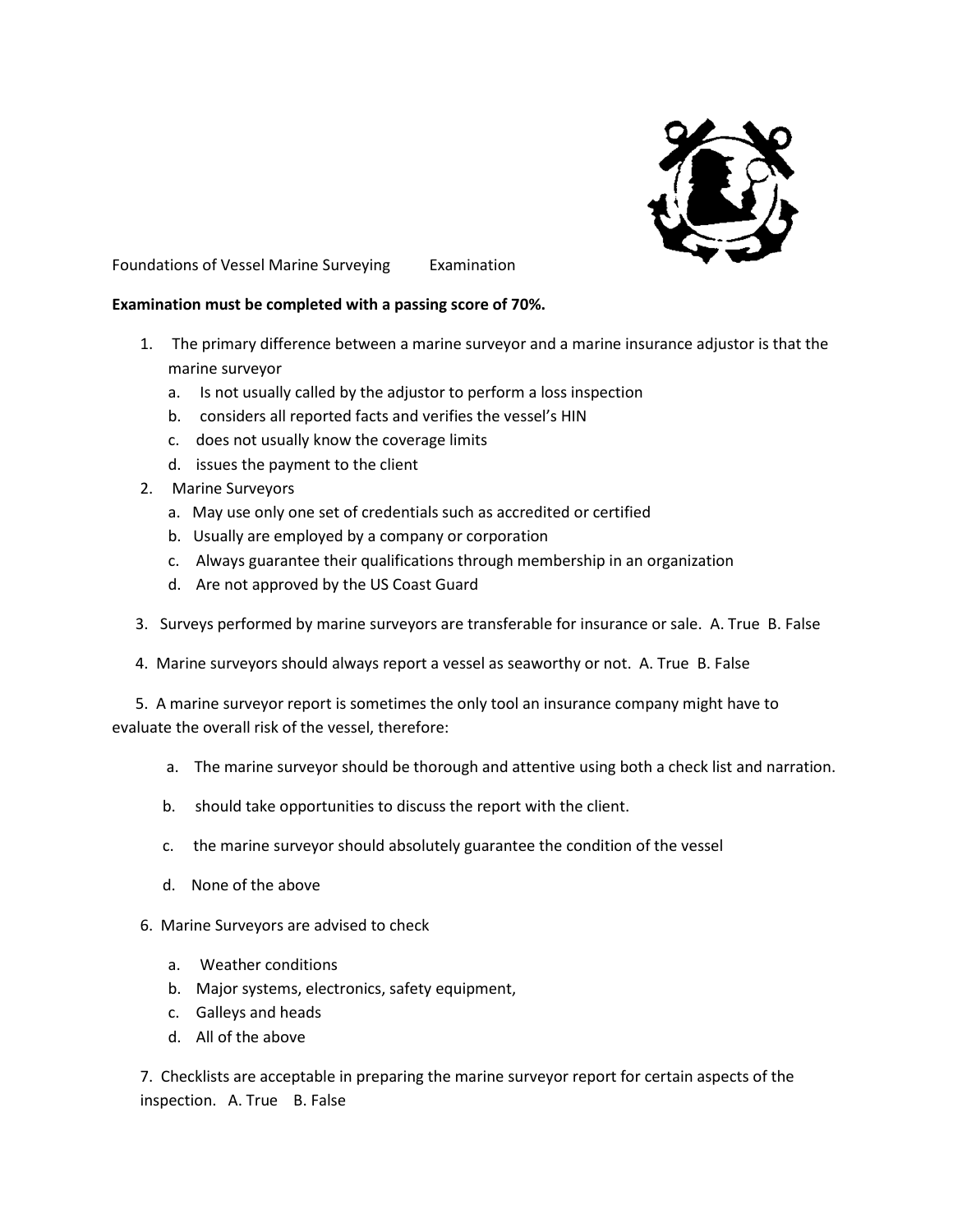Foundations of Vessel Marine Surveying Examination

**Examination must be completed with a passing score of 70%.**

1. The primary difference between a marine surveyor and a marine insurance adjustor is that the marine surveyor
   a. Is not usually called by the adjustor to perform a loss inspection
   b. considers all reported facts and verifies the vessel's HIN
   c. does not usually know the coverage limits
   d. issues the payment to the client
2. Marine Surveyors
   a. May use only one set of credentials such as accredited or certified
   b. Usually are employed by a company or corporation
   c. Always guarantee their qualifications through membership in an organization
   d. Are not approved by the US Coast Guard
3. Surveys performed by marine surveyors are transferable for insurance or sale. A. True B. False
4. Marine surveyors should always report a vessel as seaworthy or not. A. True B. False
5. A marine surveyor report is sometimes the only tool an insurance company might have to evaluate the overall risk of the vessel, therefore:
   a. The marine surveyor should be thorough and attentive using both a check list and narration.
   b. should take opportunities to discuss the report with the client.
   c. the marine surveyor should absolutely guarantee the condition of the vessel
   d. None of the above
6. Marine Surveyors are advised to check
   a. Weather conditions
   b. Major systems, electronics, safety equipment,
   c. Galleys and heads
   d. All of the above
7. Checklists are acceptable in preparing the marine surveyor report for certain aspects of the inspection. A. True B. False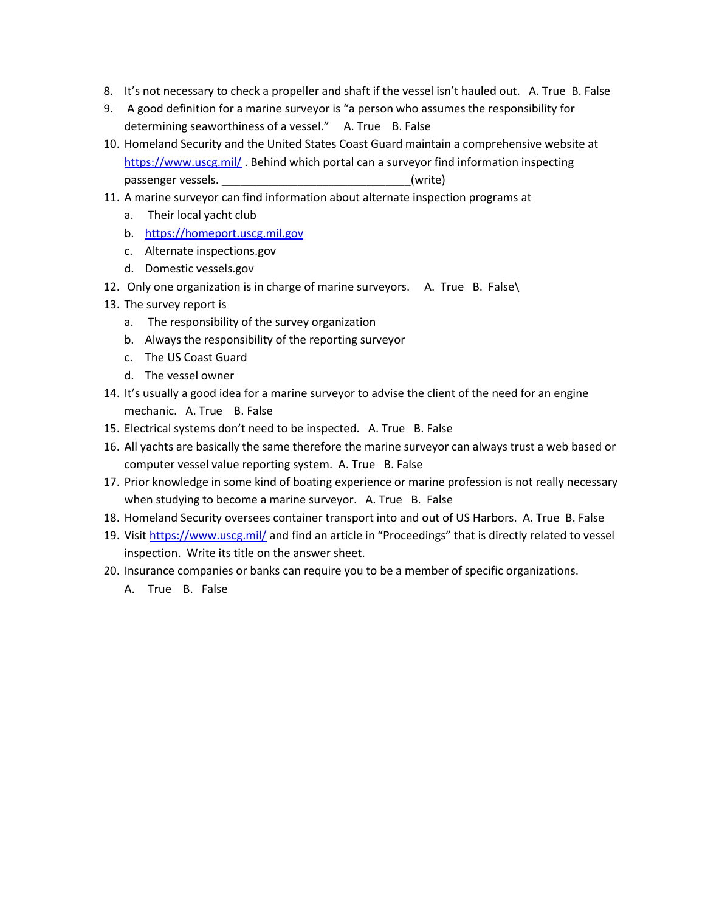8. It's not necessary to check a propeller and shaft if the vessel isn't hauled out. A. True B. False
9. A good definition for a marine surveyor is "a person who assumes the responsibility for determining seaworthiness of a vessel." A. True B. False
10. Homeland Security and the United States Coast Guard maintain a comprehensive website at https://www.uscg.mil/ . Behind which portal can a surveyor find information inspecting passenger vessels. _____________________________(write)
11. A marine surveyor can find information about alternate inspection programs at
    a. Their local yacht club
    b. https://homeport.uscg.mil.gov
    c. Alternate inspections.gov
    d. Domestic vessels.gov
12. Only one organization is in charge of marine surveyors. A. True B. False\
13. The survey report is
    a. The responsibility of the survey organization
    b. Always the responsibility of the reporting surveyor
    c. The US Coast Guard
    d. The vessel owner
14. It's usually a good idea for a marine surveyor to advise the client of the need for an engine mechanic. A. True B. False
15. Electrical systems don't need to be inspected. A. True B. False
16. All yachts are basically the same therefore the marine surveyor can always trust a web based or computer vessel value reporting system. A. True B. False
17. Prior knowledge in some kind of boating experience or marine profession is not really necessary when studying to become a marine surveyor. A. True B. False
18. Homeland Security oversees container transport into and out of US Harbors. A. True B. False
19. Visit https://www.uscg.mil/ and find an article in "Proceedings" that is directly related to vessel inspection. Write its title on the answer sheet.
20. Insurance companies or banks can require you to be a member of specific organizations.
    A. True B. False